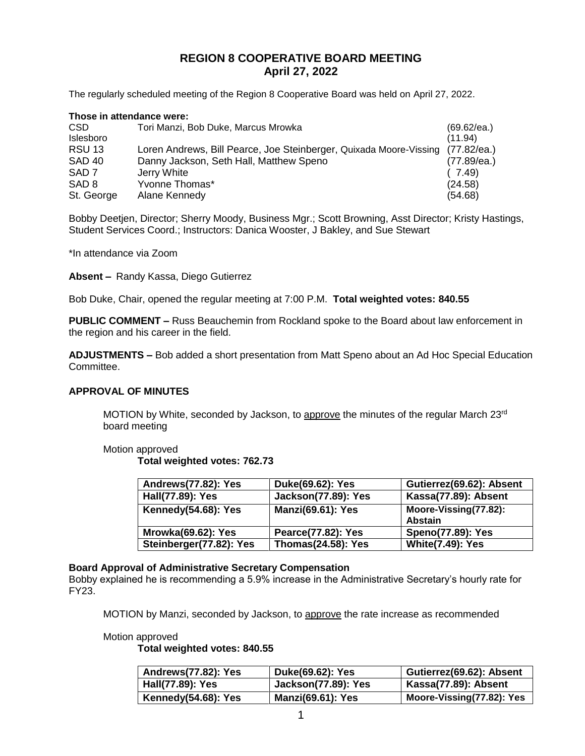# REGION 8 COOPERATIVE BOARD MEETING
## April 27, 2022

The regularly scheduled meeting of the Region 8 Cooperative Board was held on April 27, 2022.

**Those in attendance were:**

| | | |
|---|---|---|
| CSD | Tori Manzi, Bob Duke, Marcus Mrowka | (69.62/ea.) |
| Islesboro | | (11.94) |
| RSU 13 | Loren Andrews, Bill Pearce, Joe Steinberger, Quixada Moore-Vissing | (77.82/ea.) |
| SAD 40 | Danny Jackson, Seth Hall, Matthew Speno | (77.89/ea.) |
| SAD 7 | Jerry White | ( 7.49) |
| SAD 8 | Yvonne Thomas* | (24.58) |
| St. George | Alane Kennedy | (54.68) |

Bobby Deetjen, Director; Sherry Moody, Business Mgr.; Scott Browning, Asst Director; Kristy Hastings, Student Services Coord.; Instructors: Danica Wooster, J Bakley, and Sue Stewart

*In attendance via Zoom

**Absent –** Randy Kassa, Diego Gutierrez

Bob Duke, Chair, opened the regular meeting at 7:00 P.M. **Total weighted votes: 840.55**

**PUBLIC COMMENT –** Russ Beauchemin from Rockland spoke to the Board about law enforcement in the region and his career in the field.

**ADJUSTMENTS –** Bob added a short presentation from Matt Speno about an Ad Hoc Special Education Committee.

### APPROVAL OF MINUTES

MOTION by White, seconded by Jackson, to approve the minutes of the regular March 23rd board meeting

Motion approved

**Total weighted votes: 762.73**

| | | |
|---|---|---|
| **Andrews(77.82): Yes** | **Duke(69.62): Yes** | **Gutierrez(69.62): Absent** |
| **Hall(77.89): Yes** | **Jackson(77.89): Yes** | **Kassa(77.89): Absent** |
| **Kennedy(54.68): Yes** | **Manzi(69.61): Yes** | **Moore-Vissing(77.82): Abstain** |
| **Mrowka(69.62): Yes** | **Pearce(77.82): Yes** | **Speno(77.89): Yes** |
| **Steinberger(77.82): Yes** | **Thomas(24.58): Yes** | **White(7.49): Yes** |

**Board Approval of Administrative Secretary Compensation**

Bobby explained he is recommending a 5.9% increase in the Administrative Secretary's hourly rate for FY23.

MOTION by Manzi, seconded by Jackson, to approve the rate increase as recommended

Motion approved

**Total weighted votes: 840.55**

| | | |
|---|---|---|
| **Andrews(77.82): Yes** | **Duke(69.62): Yes** | **Gutierrez(69.62): Absent** |
| **Hall(77.89): Yes** | **Jackson(77.89): Yes** | **Kassa(77.89): Absent** |
| **Kennedy(54.68): Yes** | **Manzi(69.61): Yes** | **Moore-Vissing(77.82): Yes** |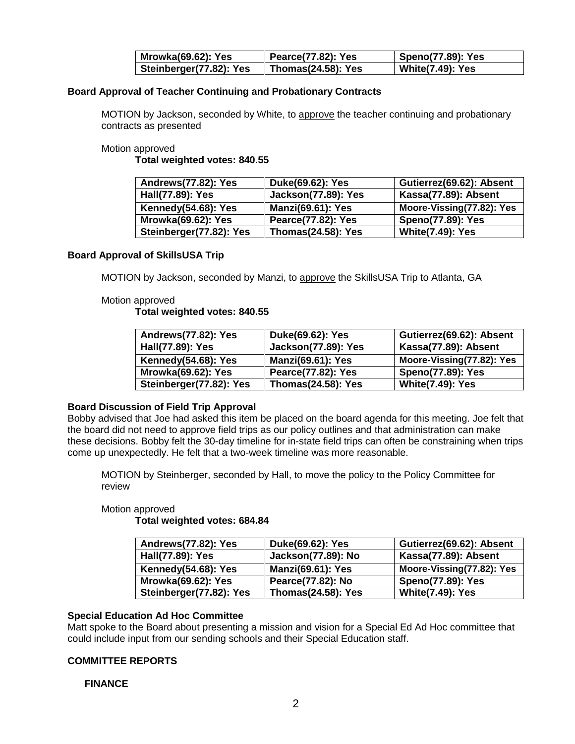| Mrowka(69.62): Yes | Pearce(77.82): Yes | Speno(77.89): Yes |
|---|---|---|
| Steinberger(77.82): Yes | Thomas(24.58): Yes | White(7.49): Yes |

**Board Approval of Teacher Continuing and Probationary Contracts**

MOTION by Jackson, seconded by White, to approve the teacher continuing and probationary contracts as presented

Motion approved

**Total weighted votes: 840.55**

| Andrews(77.82): Yes | Duke(69.62): Yes | Gutierrez(69.62): Absent |
|---|---|---|
| Hall(77.89): Yes | Jackson(77.89): Yes | Kassa(77.89): Absent |
| Kennedy(54.68): Yes | Manzi(69.61): Yes | Moore-Vissing(77.82): Yes |
| Mrowka(69.62): Yes | Pearce(77.82): Yes | Speno(77.89): Yes |
| Steinberger(77.82): Yes | Thomas(24.58): Yes | White(7.49): Yes |

**Board Approval of SkillsUSA Trip**

MOTION by Jackson, seconded by Manzi, to approve the SkillsUSA Trip to Atlanta, GA

Motion approved

**Total weighted votes: 840.55**

| Andrews(77.82): Yes | Duke(69.62): Yes | Gutierrez(69.62): Absent |
|---|---|---|
| Hall(77.89): Yes | Jackson(77.89): Yes | Kassa(77.89): Absent |
| Kennedy(54.68): Yes | Manzi(69.61): Yes | Moore-Vissing(77.82): Yes |
| Mrowka(69.62): Yes | Pearce(77.82): Yes | Speno(77.89): Yes |
| Steinberger(77.82): Yes | Thomas(24.58): Yes | White(7.49): Yes |

**Board Discussion of Field Trip Approval**

Bobby advised that Joe had asked this item be placed on the board agenda for this meeting. Joe felt that the board did not need to approve field trips as our policy outlines and that administration can make these decisions. Bobby felt the 30-day timeline for in-state field trips can often be constraining when trips come up unexpectedly. He felt that a two-week timeline was more reasonable.

MOTION by Steinberger, seconded by Hall, to move the policy to the Policy Committee for review

Motion approved

**Total weighted votes: 684.84**

| Andrews(77.82): Yes | Duke(69.62): Yes | Gutierrez(69.62): Absent |
|---|---|---|
| Hall(77.89): Yes | Jackson(77.89): No | Kassa(77.89): Absent |
| Kennedy(54.68): Yes | Manzi(69.61): Yes | Moore-Vissing(77.82): Yes |
| Mrowka(69.62): Yes | Pearce(77.82): No | Speno(77.89): Yes |
| Steinberger(77.82): Yes | Thomas(24.58): Yes | White(7.49): Yes |

**Special Education Ad Hoc Committee**

Matt spoke to the Board about presenting a mission and vision for a Special Ed Ad Hoc committee that could include input from our sending schools and their Special Education staff.

## COMMITTEE REPORTS

### FINANCE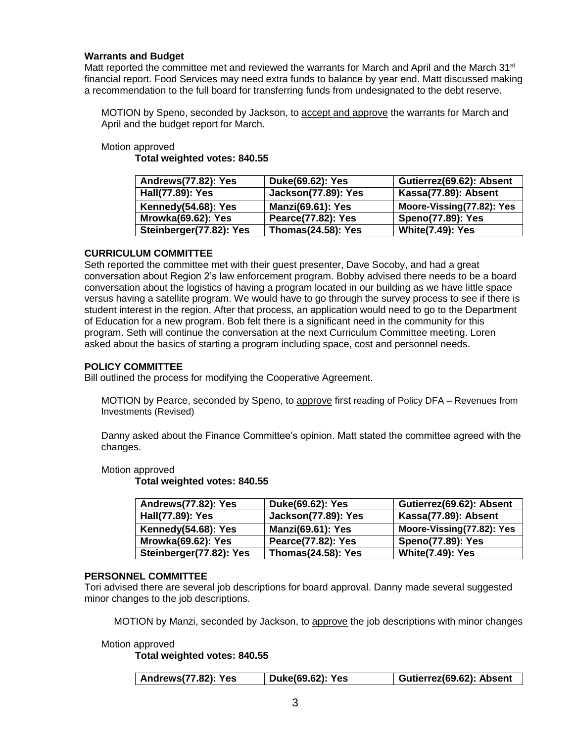**Warrants and Budget**

Matt reported the committee met and reviewed the warrants for March and April and the March 31st financial report. Food Services may need extra funds to balance by year end. Matt discussed making a recommendation to the full board for transferring funds from undesignated to the debt reserve.

MOTION by Speno, seconded by Jackson, to accept and approve the warrants for March and April and the budget report for March.

Motion approved

**Total weighted votes: 840.55**

| | | |
|---|---|---|
| **Andrews(77.82): Yes** | **Duke(69.62): Yes** | **Gutierrez(69.62): Absent** |
| **Hall(77.89): Yes** | **Jackson(77.89): Yes** | **Kassa(77.89): Absent** |
| **Kennedy(54.68): Yes** | **Manzi(69.61): Yes** | **Moore-Vissing(77.82): Yes** |
| **Mrowka(69.62): Yes** | **Pearce(77.82): Yes** | **Speno(77.89): Yes** |
| **Steinberger(77.82): Yes** | **Thomas(24.58): Yes** | **White(7.49): Yes** |

**CURRICULUM COMMITTEE**

Seth reported the committee met with their guest presenter, Dave Socoby, and had a great conversation about Region 2's law enforcement program. Bobby advised there needs to be a board conversation about the logistics of having a program located in our building as we have little space versus having a satellite program. We would have to go through the survey process to see if there is student interest in the region. After that process, an application would need to go to the Department of Education for a new program. Bob felt there is a significant need in the community for this program. Seth will continue the conversation at the next Curriculum Committee meeting. Loren asked about the basics of starting a program including space, cost and personnel needs.

**POLICY COMMITTEE**

Bill outlined the process for modifying the Cooperative Agreement.

MOTION by Pearce, seconded by Speno, to approve first reading of Policy DFA – Revenues from Investments (Revised)

Danny asked about the Finance Committee's opinion. Matt stated the committee agreed with the changes.

Motion approved

**Total weighted votes: 840.55**

| | | |
|---|---|---|
| **Andrews(77.82): Yes** | **Duke(69.62): Yes** | **Gutierrez(69.62): Absent** |
| **Hall(77.89): Yes** | **Jackson(77.89): Yes** | **Kassa(77.89): Absent** |
| **Kennedy(54.68): Yes** | **Manzi(69.61): Yes** | **Moore-Vissing(77.82): Yes** |
| **Mrowka(69.62): Yes** | **Pearce(77.82): Yes** | **Speno(77.89): Yes** |
| **Steinberger(77.82): Yes** | **Thomas(24.58): Yes** | **White(7.49): Yes** |

**PERSONNEL COMMITTEE**

Tori advised there are several job descriptions for board approval. Danny made several suggested minor changes to the job descriptions.

MOTION by Manzi, seconded by Jackson, to approve the job descriptions with minor changes

Motion approved

**Total weighted votes: 840.55**

| | | |
|---|---|---|
| **Andrews(77.82): Yes** | **Duke(69.62): Yes** | **Gutierrez(69.62): Absent** |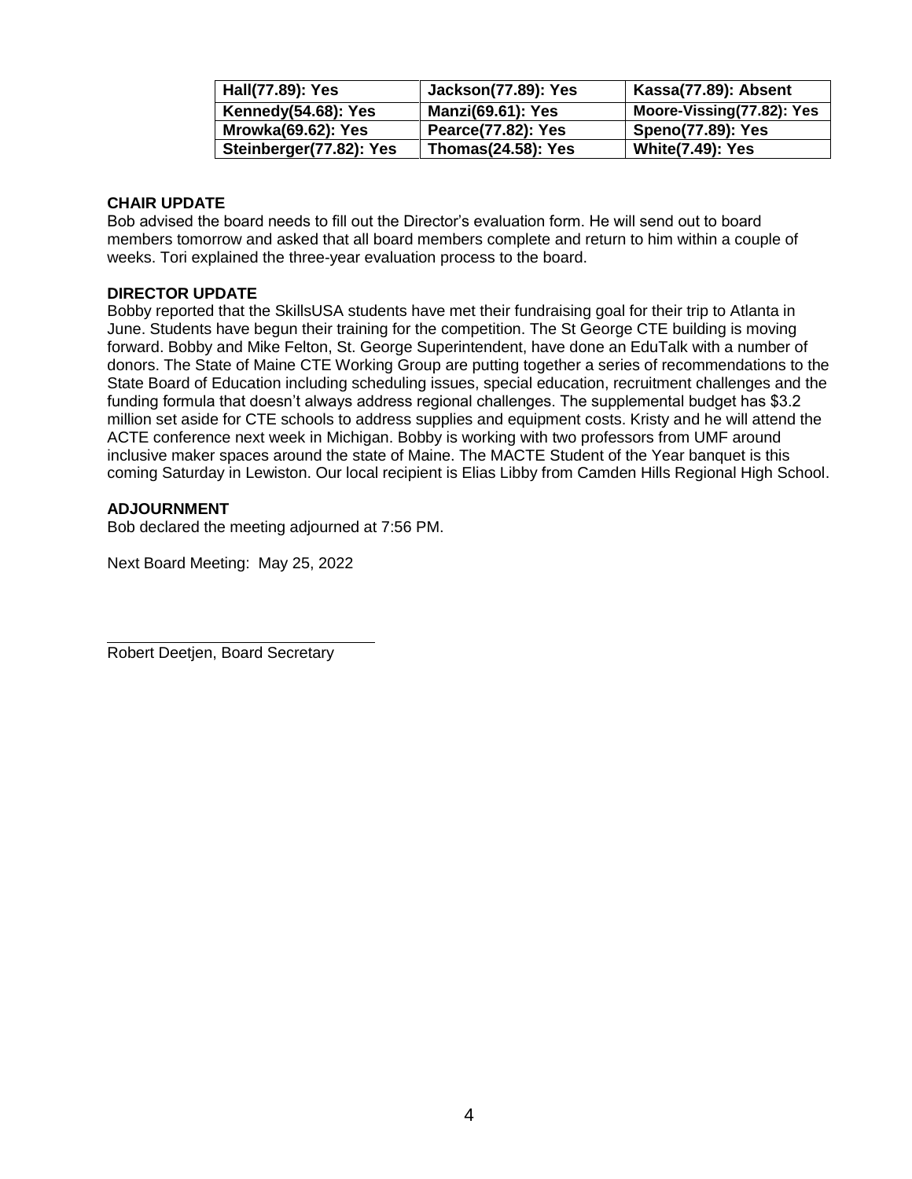| | | |
|---|---|---|
| **Hall(77.89): Yes** | **Jackson(77.89): Yes** | **Kassa(77.89): Absent** |
| **Kennedy(54.68): Yes** | **Manzi(69.61): Yes** | **Moore-Vissing(77.82): Yes** |
| **Mrowka(69.62): Yes** | **Pearce(77.82): Yes** | **Speno(77.89): Yes** |
| **Steinberger(77.82): Yes** | **Thomas(24.58): Yes** | **White(7.49): Yes** |

**CHAIR UPDATE**

Bob advised the board needs to fill out the Director's evaluation form. He will send out to board members tomorrow and asked that all board members complete and return to him within a couple of weeks. Tori explained the three-year evaluation process to the board.

**DIRECTOR UPDATE**

Bobby reported that the SkillsUSA students have met their fundraising goal for their trip to Atlanta in June. Students have begun their training for the competition. The St George CTE building is moving forward. Bobby and Mike Felton, St. George Superintendent, have done an EduTalk with a number of donors. The State of Maine CTE Working Group are putting together a series of recommendations to the State Board of Education including scheduling issues, special education, recruitment challenges and the funding formula that doesn't always address regional challenges. The supplemental budget has $3.2 million set aside for CTE schools to address supplies and equipment costs. Kristy and he will attend the ACTE conference next week in Michigan. Bobby is working with two professors from UMF around inclusive maker spaces around the state of Maine. The MACTE Student of the Year banquet is this coming Saturday in Lewiston. Our local recipient is Elias Libby from Camden Hills Regional High School.

**ADJOURNMENT**

Bob declared the meeting adjourned at 7:56 PM.

Next Board Meeting: May 25, 2022

Robert Deetjen, Board Secretary